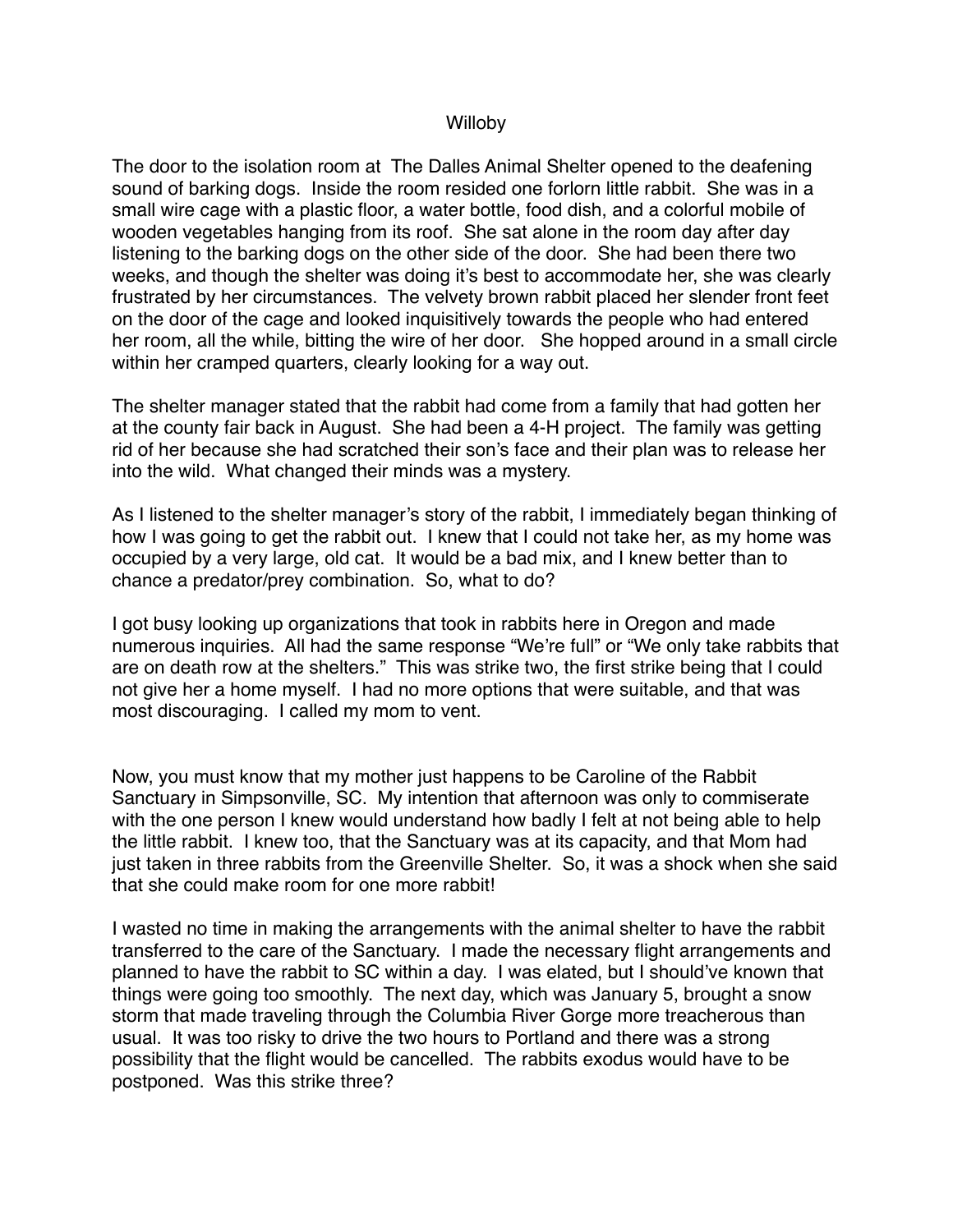# Willoby

The door to the isolation room at  The Dalles Animal Shelter opened to the deafening sound of barking dogs.  Inside the room resided one forlorn little rabbit.  She was in a small wire cage with a plastic floor, a water bottle, food dish, and a colorful mobile of wooden vegetables hanging from its roof.  She sat alone in the room day after day listening to the barking dogs on the other side of the door.  She had been there two weeks, and though the shelter was doing it's best to accommodate her, she was clearly frustrated by her circumstances.  The velvety brown rabbit placed her slender front feet on the door of the cage and looked inquisitively towards the people who had entered her room, all the while, bitting the wire of her door.   She hopped around in a small circle within her cramped quarters, clearly looking for a way out.

The shelter manager stated that the rabbit had come from a family that had gotten her at the county fair back in August.  She had been a 4-H project.  The family was getting rid of her because she had scratched their son's face and their plan was to release her into the wild.  What changed their minds was a mystery.

As I listened to the shelter manager's story of the rabbit, I immediately began thinking of how I was going to get the rabbit out.  I knew that I could not take her, as my home was occupied by a very large, old cat.  It would be a bad mix, and I knew better than to chance a predator/prey combination.  So, what to do?

I got busy looking up organizations that took in rabbits here in Oregon and made numerous inquiries.  All had the same response "We're full" or "We only take rabbits that are on death row at the shelters."  This was strike two, the first strike being that I could not give her a home myself.  I had no more options that were suitable, and that was most discouraging.  I called my mom to vent.

Now, you must know that my mother just happens to be Caroline of the Rabbit Sanctuary in Simpsonville, SC.  My intention that afternoon was only to commiserate with the one person I knew would understand how badly I felt at not being able to help the little rabbit.  I knew too, that the Sanctuary was at its capacity, and that Mom had just taken in three rabbits from the Greenville Shelter.  So, it was a shock when she said that she could make room for one more rabbit!

I wasted no time in making the arrangements with the animal shelter to have the rabbit transferred to the care of the Sanctuary.  I made the necessary flight arrangements and planned to have the rabbit to SC within a day.  I was elated, but I should've known that things were going too smoothly.  The next day, which was January 5, brought a snow storm that made traveling through the Columbia River Gorge more treacherous than usual.  It was too risky to drive the two hours to Portland and there was a strong possibility that the flight would be cancelled.  The rabbits exodus would have to be postponed.  Was this strike three?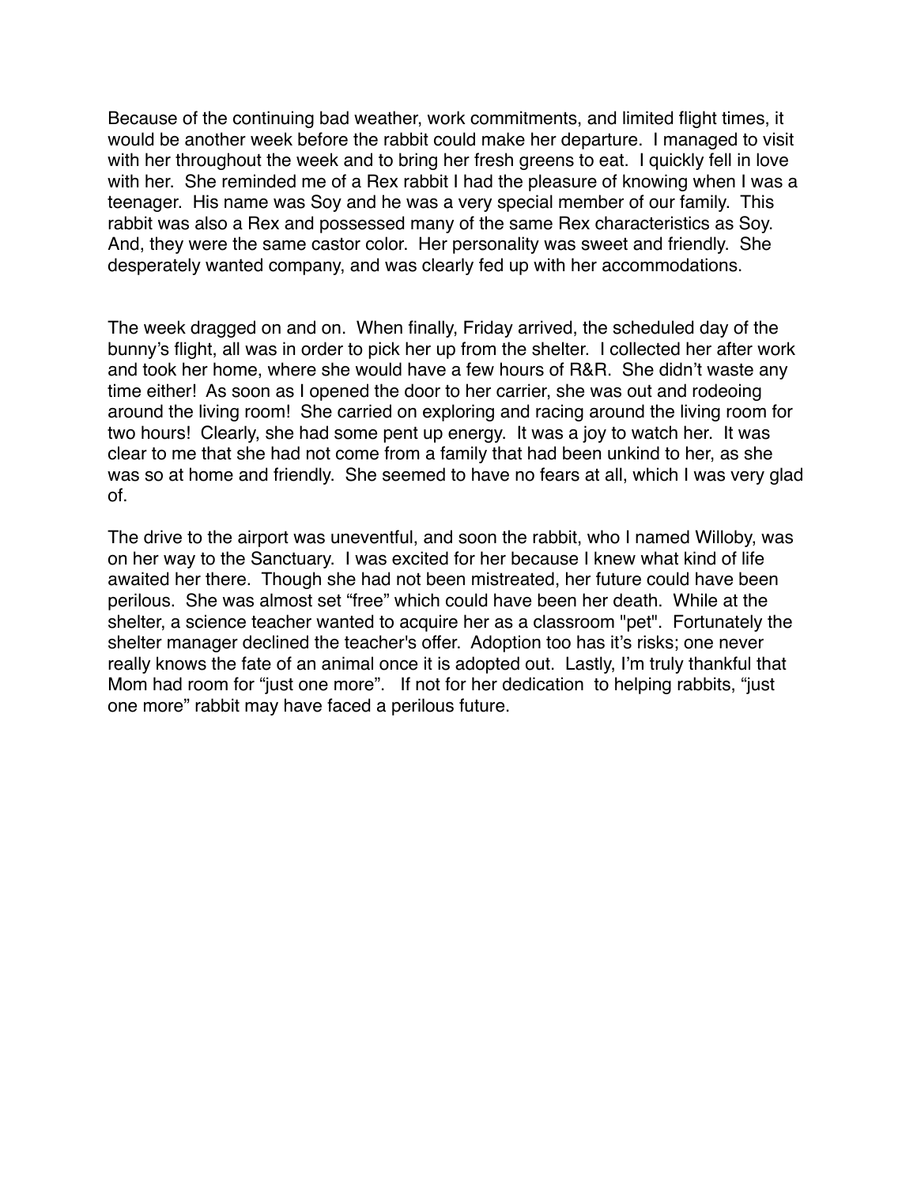Because of the continuing bad weather, work commitments, and limited flight times, it would be another week before the rabbit could make her departure. I managed to visit with her throughout the week and to bring her fresh greens to eat. I quickly fell in love with her. She reminded me of a Rex rabbit I had the pleasure of knowing when I was a teenager. His name was Soy and he was a very special member of our family. This rabbit was also a Rex and possessed many of the same Rex characteristics as Soy. And, they were the same castor color. Her personality was sweet and friendly. She desperately wanted company, and was clearly fed up with her accommodations.

The week dragged on and on. When finally, Friday arrived, the scheduled day of the bunny's flight, all was in order to pick her up from the shelter. I collected her after work and took her home, where she would have a few hours of R&R. She didn't waste any time either! As soon as I opened the door to her carrier, she was out and rodeoing around the living room! She carried on exploring and racing around the living room for two hours! Clearly, she had some pent up energy. It was a joy to watch her. It was clear to me that she had not come from a family that had been unkind to her, as she was so at home and friendly. She seemed to have no fears at all, which I was very glad of.

The drive to the airport was uneventful, and soon the rabbit, who I named Willoby, was on her way to the Sanctuary. I was excited for her because I knew what kind of life awaited her there. Though she had not been mistreated, her future could have been perilous. She was almost set "free" which could have been her death. While at the shelter, a science teacher wanted to acquire her as a classroom "pet". Fortunately the shelter manager declined the teacher's offer. Adoption too has it's risks; one never really knows the fate of an animal once it is adopted out. Lastly, I'm truly thankful that Mom had room for "just one more". If not for her dedication to helping rabbits, "just one more" rabbit may have faced a perilous future.